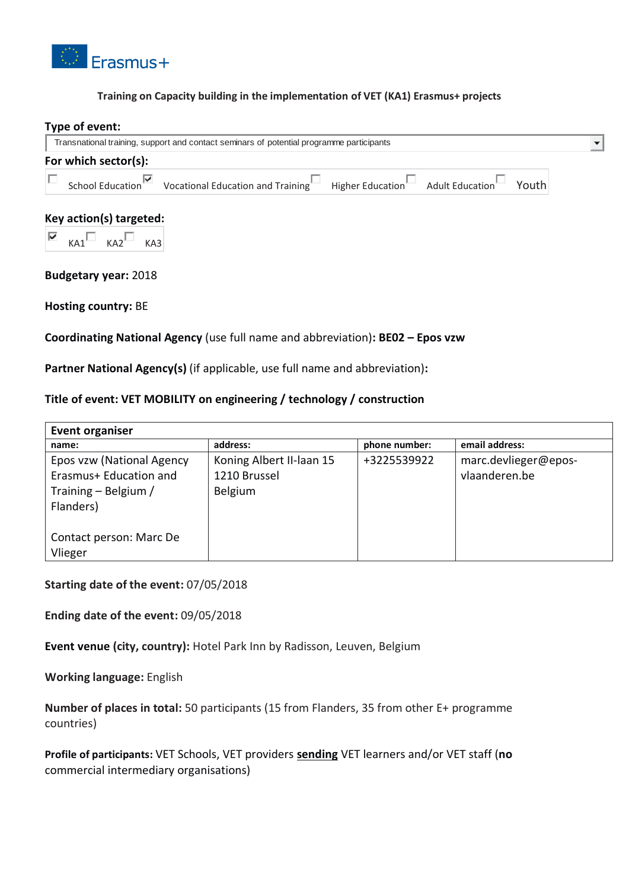Erasmus+

**Training on Capacity building in the implementation of VET (KA1) Erasmus+ projects**

**Type of event:**

Transnational training, support and contact seminars of potential programme participants

**For which sector(s):**

☐ School Education ☑ Vocational Education and Training ☐ Higher Education ☐ Adult Education ☐ Youth

**Key action(s) targeted:**

☑ KA1 ☐ KA2 ☐ KA3

**Budgetary year:** 2018

**Hosting country:** BE

**Coordinating National Agency** (use full name and abbreviation)**: BE02 – Epos vzw**

**Partner National Agency(s)** (if applicable, use full name and abbreviation)**:**

**Title of event: VET MOBILITY on engineering / technology / construction**

| **Event organiser** | | | |
|---|---|---|---|
| **name:** | **address:** | **phone number:** | **email address:** |
| Epos vzw (National Agency Erasmus+ Education and Training – Belgium / Flanders)<br><br>Contact person: Marc De Vlieger | Koning Albert II-laan 15<br>1210 Brussel<br>Belgium | +3225539922 | marc.devlieger@epos-vlaanderen.be |

**Starting date of the event:** 07/05/2018

**Ending date of the event:** 09/05/2018

**Event venue (city, country):** Hotel Park Inn by Radisson, Leuven, Belgium

**Working language:** English

**Number of places in total:** 50 participants (15 from Flanders, 35 from other E+ programme countries)

**Profile of participants:** VET Schools, VET providers **sending** VET learners and/or VET staff (**no** commercial intermediary organisations)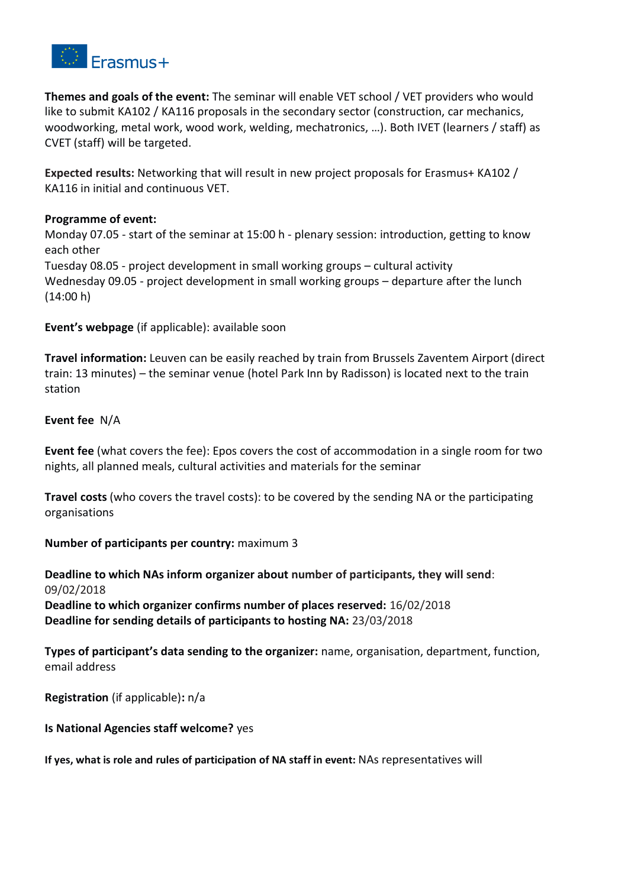**Themes and goals of the event:** The seminar will enable VET school / VET providers who would like to submit KA102 / KA116 proposals in the secondary sector (construction, car mechanics, woodworking, metal work, wood work, welding, mechatronics, …). Both IVET (learners / staff) as CVET (staff) will be targeted.

**Expected results:** Networking that will result in new project proposals for Erasmus+ KA102 / KA116 in initial and continuous VET.

**Programme of event:**
Monday 07.05 - start of the seminar at 15:00 h - plenary session: introduction, getting to know each other
Tuesday 08.05 - project development in small working groups – cultural activity
Wednesday 09.05 - project development in small working groups – departure after the lunch (14:00 h)

**Event's webpage** (if applicable): available soon

**Travel information:** Leuven can be easily reached by train from Brussels Zaventem Airport (direct train: 13 minutes) – the seminar venue (hotel Park Inn by Radisson) is located next to the train station

**Event fee** N/A

**Event fee** (what covers the fee): Epos covers the cost of accommodation in a single room for two nights, all planned meals, cultural activities and materials for the seminar

**Travel costs** (who covers the travel costs): to be covered by the sending NA or the participating organisations

**Number of participants per country:** maximum 3

**Deadline to which NAs inform organizer about number of participants, they will send**: 09/02/2018
**Deadline to which organizer confirms number of places reserved:** 16/02/2018
**Deadline for sending details of participants to hosting NA:** 23/03/2018

**Types of participant's data sending to the organizer:** name, organisation, department, function, email address

**Registration** (if applicable)**:** n/a

**Is National Agencies staff welcome?** yes

**If yes, what is role and rules of participation of NA staff in event:** NAs representatives will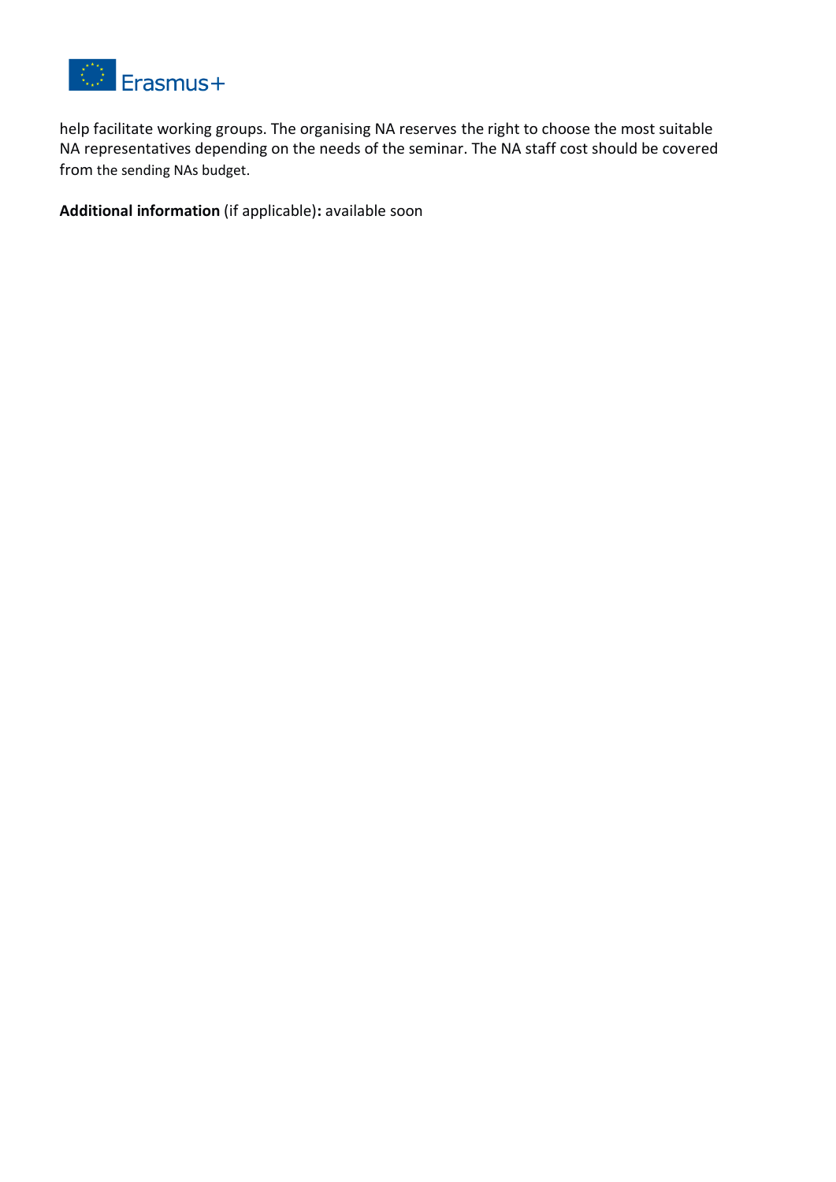help facilitate working groups. The organising NA reserves the right to choose the most suitable NA representatives depending on the needs of the seminar. The NA staff cost should be covered from the sending NAs budget.

**Additional information** (if applicable)**:** available soon